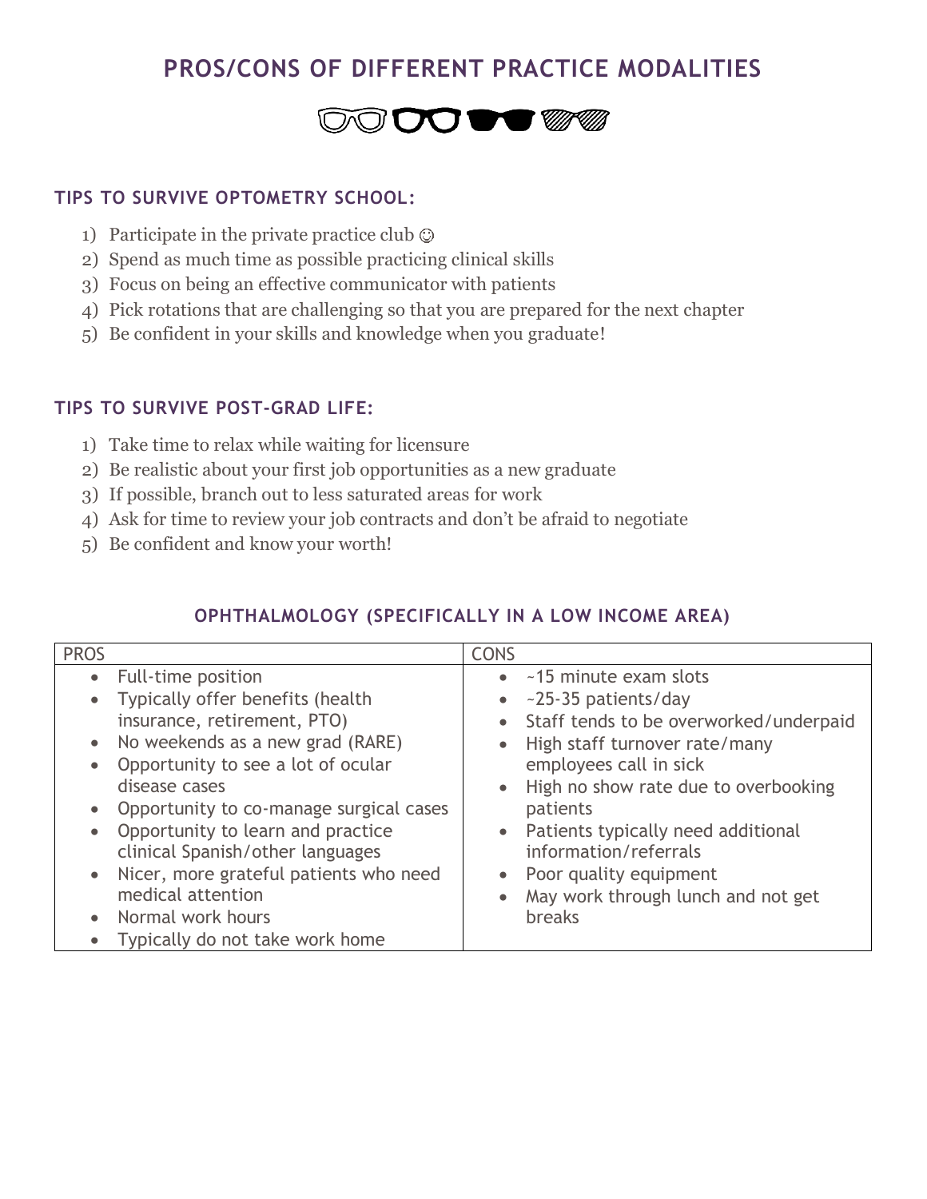# PROS/CONS OF DIFFERENT PRACTICE MODALITIES

### TIPS TO SURVIVE OPTOMETRY SCHOOL:

1) Participate in the private practice club ☺
2) Spend as much time as possible practicing clinical skills
3) Focus on being an effective communicator with patients
4) Pick rotations that are challenging so that you are prepared for the next chapter
5) Be confident in your skills and knowledge when you graduate!

### TIPS TO SURVIVE POST-GRAD LIFE:

1) Take time to relax while waiting for licensure
2) Be realistic about your first job opportunities as a new graduate
3) If possible, branch out to less saturated areas for work
4) Ask for time to review your job contracts and don't be afraid to negotiate
5) Be confident and know your worth!

## OPHTHALMOLOGY (SPECIFICALLY IN A LOW INCOME AREA)

| PROS | CONS |
|---|---|
| • Full-time position<br>• Typically offer benefits (health insurance, retirement, PTO)<br>• No weekends as a new grad (RARE)<br>• Opportunity to see a lot of ocular disease cases<br>• Opportunity to co-manage surgical cases<br>• Opportunity to learn and practice clinical Spanish/other languages<br>• Nicer, more grateful patients who need medical attention<br>• Normal work hours<br>• Typically do not take work home | • ~15 minute exam slots<br>• ~25-35 patients/day<br>• Staff tends to be overworked/underpaid<br>• High staff turnover rate/many employees call in sick<br>• High no show rate due to overbooking patients<br>• Patients typically need additional information/referrals<br>• Poor quality equipment<br>• May work through lunch and not get breaks |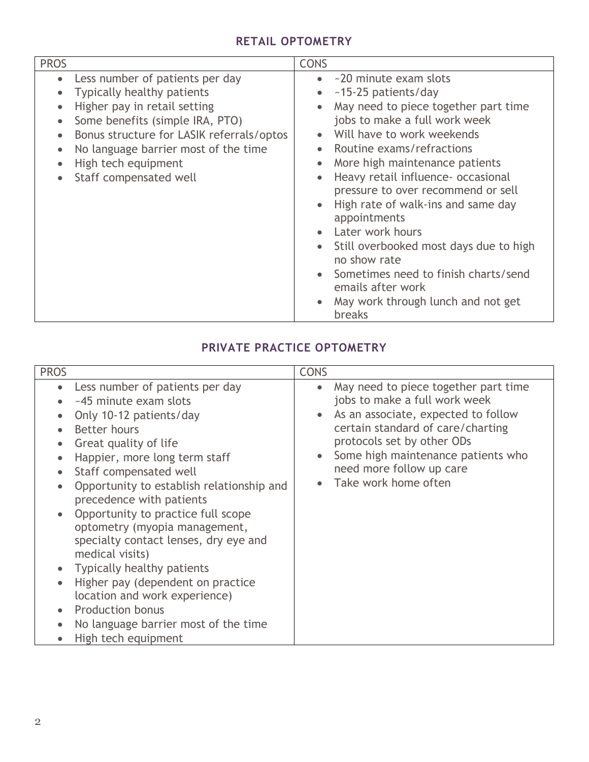## RETAIL OPTOMETRY

| PROS | CONS |
| --- | --- |
| • Less number of patients per day<br>• Typically healthy patients<br>• Higher pay in retail setting<br>• Some benefits (simple IRA, PTO)<br>• Bonus structure for LASIK referrals/optos<br>• No language barrier most of the time<br>• High tech equipment<br>• Staff compensated well | • ~20 minute exam slots<br>• ~15-25 patients/day<br>• May need to piece together part time jobs to make a full work week<br>• Will have to work weekends<br>• Routine exams/refractions<br>• More high maintenance patients<br>• Heavy retail influence- occasional pressure to over recommend or sell<br>• High rate of walk-ins and same day appointments<br>• Later work hours<br>• Still overbooked most days due to high no show rate<br>• Sometimes need to finish charts/send emails after work<br>• May work through lunch and not get breaks |

## PRIVATE PRACTICE OPTOMETRY

| PROS | CONS |
| --- | --- |
| • Less number of patients per day<br>• ~45 minute exam slots<br>• Only 10-12 patients/day<br>• Better hours<br>• Great quality of life<br>• Happier, more long term staff<br>• Staff compensated well<br>• Opportunity to establish relationship and precedence with patients<br>• Opportunity to practice full scope optometry (myopia management, specialty contact lenses, dry eye and medical visits)<br>• Typically healthy patients<br>• Higher pay (dependent on practice location and work experience)<br>• Production bonus<br>• No language barrier most of the time<br>• High tech equipment | • May need to piece together part time jobs to make a full work week<br>• As an associate, expected to follow certain standard of care/charting protocols set by other ODs<br>• Some high maintenance patients who need more follow up care<br>• Take work home often |